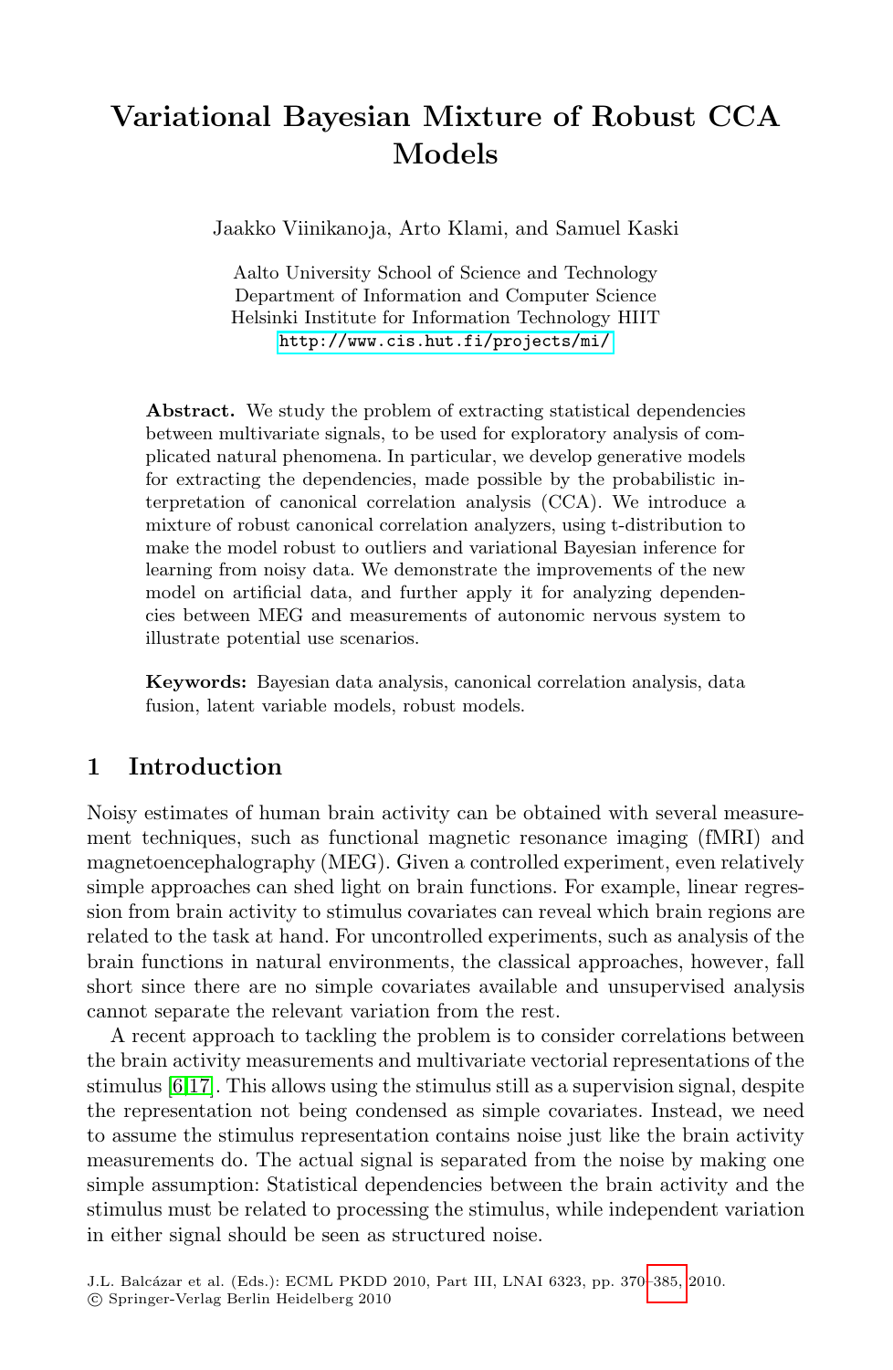# Variational Bayesian Mixture of Robust CCA Models

Jaakko Viinikanoja, Arto Klami, and Samuel Kaski

Aalto University School of Science and Technology
Department of Information and Computer Science
Helsinki Institute for Information Technology HIIT
http://www.cis.hut.fi/projects/mi/

**Abstract.** We study the problem of extracting statistical dependencies between multivariate signals, to be used for exploratory analysis of complicated natural phenomena. In particular, we develop generative models for extracting the dependencies, made possible by the probabilistic interpretation of canonical correlation analysis (CCA). We introduce a mixture of robust canonical correlation analyzers, using t-distribution to make the model robust to outliers and variational Bayesian inference for learning from noisy data. We demonstrate the improvements of the new model on artificial data, and further apply it for analyzing dependencies between MEG and measurements of autonomic nervous system to illustrate potential use scenarios.

**Keywords:** Bayesian data analysis, canonical correlation analysis, data fusion, latent variable models, robust models.

## 1 Introduction

Noisy estimates of human brain activity can be obtained with several measurement techniques, such as functional magnetic resonance imaging (fMRI) and magnetoencephalography (MEG). Given a controlled experiment, even relatively simple approaches can shed light on brain functions. For example, linear regression from brain activity to stimulus covariates can reveal which brain regions are related to the task at hand. For uncontrolled experiments, such as analysis of the brain functions in natural environments, the classical approaches, however, fall short since there are no simple covariates available and unsupervised analysis cannot separate the relevant variation from the rest.

A recent approach to tackling the problem is to consider correlations between the brain activity measurements and multivariate vectorial representations of the stimulus [6,17]. This allows using the stimulus still as a supervision signal, despite the representation not being condensed as simple covariates. Instead, we need to assume the stimulus representation contains noise just like the brain activity measurements do. The actual signal is separated from the noise by making one simple assumption: Statistical dependencies between the brain activity and the stimulus must be related to processing the stimulus, while independent variation in either signal should be seen as structured noise.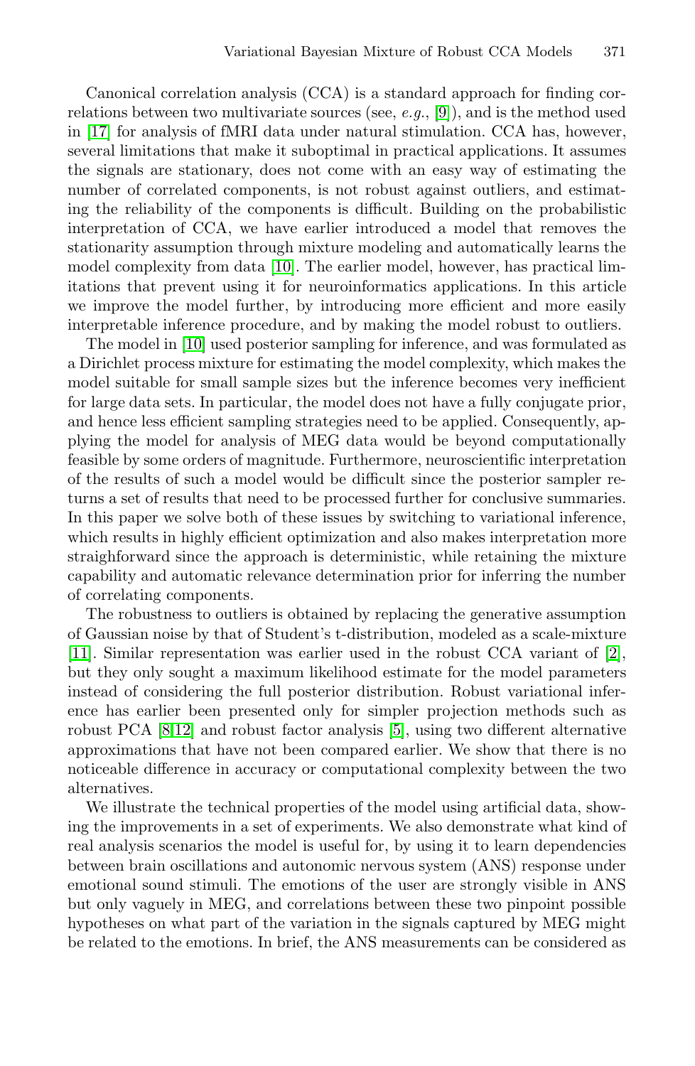Canonical correlation analysis (CCA) is a standard approach for finding correlations between two multivariate sources (see, *e.g.*, [9]), and is the method used in [17] for analysis of fMRI data under natural stimulation. CCA has, however, several limitations that make it suboptimal in practical applications. It assumes the signals are stationary, does not come with an easy way of estimating the number of correlated components, is not robust against outliers, and estimating the reliability of the components is difficult. Building on the probabilistic interpretation of CCA, we have earlier introduced a model that removes the stationarity assumption through mixture modeling and automatically learns the model complexity from data [10]. The earlier model, however, has practical limitations that prevent using it for neuroinformatics applications. In this article we improve the model further, by introducing more efficient and more easily interpretable inference procedure, and by making the model robust to outliers.

The model in [10] used posterior sampling for inference, and was formulated as a Dirichlet process mixture for estimating the model complexity, which makes the model suitable for small sample sizes but the inference becomes very inefficient for large data sets. In particular, the model does not have a fully conjugate prior, and hence less efficient sampling strategies need to be applied. Consequently, applying the model for analysis of MEG data would be beyond computationally feasible by some orders of magnitude. Furthermore, neuroscientific interpretation of the results of such a model would be difficult since the posterior sampler returns a set of results that need to be processed further for conclusive summaries. In this paper we solve both of these issues by switching to variational inference, which results in highly efficient optimization and also makes interpretation more straighforward since the approach is deterministic, while retaining the mixture capability and automatic relevance determination prior for inferring the number of correlating components.

The robustness to outliers is obtained by replacing the generative assumption of Gaussian noise by that of Student's t-distribution, modeled as a scale-mixture [11]. Similar representation was earlier used in the robust CCA variant of [2], but they only sought a maximum likelihood estimate for the model parameters instead of considering the full posterior distribution. Robust variational inference has earlier been presented only for simpler projection methods such as robust PCA [8,12] and robust factor analysis [5], using two different alternative approximations that have not been compared earlier. We show that there is no noticeable difference in accuracy or computational complexity between the two alternatives.

We illustrate the technical properties of the model using artificial data, showing the improvements in a set of experiments. We also demonstrate what kind of real analysis scenarios the model is useful for, by using it to learn dependencies between brain oscillations and autonomic nervous system (ANS) response under emotional sound stimuli. The emotions of the user are strongly visible in ANS but only vaguely in MEG, and correlations between these two pinpoint possible hypotheses on what part of the variation in the signals captured by MEG might be related to the emotions. In brief, the ANS measurements can be considered as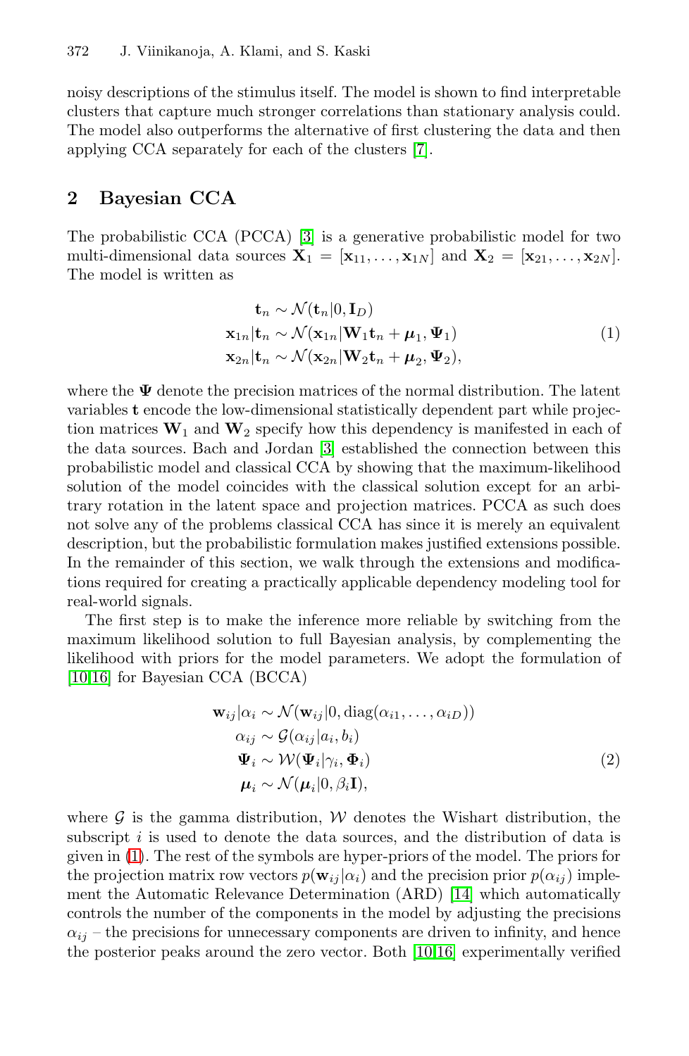noisy descriptions of the stimulus itself. The model is shown to find interpretable clusters that capture much stronger correlations than stationary analysis could. The model also outperforms the alternative of first clustering the data and then applying CCA separately for each of the clusters [7].

## 2 Bayesian CCA

The probabilistic CCA (PCCA) [3] is a generative probabilistic model for two multi-dimensional data sources $\mathbf{X}_1 = [\mathbf{x}_{11}, \ldots, \mathbf{x}_{1N}]$ and $\mathbf{X}_2 = [\mathbf{x}_{21}, \ldots, \mathbf{x}_{2N}]$. The model is written as

$$
\begin{aligned}
\mathbf{t}_n &\sim \mathcal{N}(\mathbf{t}_n | 0, \mathbf{I}_D) \\
\mathbf{x}_{1n} | \mathbf{t}_n &\sim \mathcal{N}(\mathbf{x}_{1n} | \mathbf{W}_1 \mathbf{t}_n + \boldsymbol{\mu}_1, \boldsymbol{\Psi}_1) \\
\mathbf{x}_{2n} | \mathbf{t}_n &\sim \mathcal{N}(\mathbf{x}_{2n} | \mathbf{W}_2 \mathbf{t}_n + \boldsymbol{\mu}_2, \boldsymbol{\Psi}_2),
\end{aligned}
\tag{1}
$$

where the $\boldsymbol{\Psi}$ denote the precision matrices of the normal distribution. The latent variables $\mathbf{t}$ encode the low-dimensional statistically dependent part while projection matrices $\mathbf{W}_1$ and $\mathbf{W}_2$ specify how this dependency is manifested in each of the data sources. Bach and Jordan [3] established the connection between this probabilistic model and classical CCA by showing that the maximum-likelihood solution of the model coincides with the classical solution except for an arbitrary rotation in the latent space and projection matrices. PCCA as such does not solve any of the problems classical CCA has since it is merely an equivalent description, but the probabilistic formulation makes justified extensions possible. In the remainder of this section, we walk through the extensions and modifications required for creating a practically applicable dependency modeling tool for real-world signals.

The first step is to make the inference more reliable by switching from the maximum likelihood solution to full Bayesian analysis, by complementing the likelihood with priors for the model parameters. We adopt the formulation of [10,16] for Bayesian CCA (BCCA)

$$
\begin{aligned}
\mathbf{w}_{ij} | \alpha_i &\sim \mathcal{N}(\mathbf{w}_{ij} | 0, \operatorname{diag}(\alpha_{i1}, \ldots, \alpha_{iD})) \\
\alpha_{ij} &\sim \mathcal{G}(\alpha_{ij} | a_i, b_i) \\
\boldsymbol{\Psi}_i &\sim \mathcal{W}(\boldsymbol{\Psi}_i | \gamma_i, \boldsymbol{\Phi}_i) \\
\boldsymbol{\mu}_i &\sim \mathcal{N}(\boldsymbol{\mu}_i | 0, \beta_i \mathbf{I}),
\end{aligned}
\tag{2}
$$

where $\mathcal{G}$ is the gamma distribution, $\mathcal{W}$ denotes the Wishart distribution, the subscript $i$ is used to denote the data sources, and the distribution of data is given in (1). The rest of the symbols are hyper-priors of the model. The priors for the projection matrix row vectors $p(\mathbf{w}_{ij} | \alpha_i)$ and the precision prior $p(\alpha_{ij})$ implement the Automatic Relevance Determination (ARD) [14] which automatically controls the number of the components in the model by adjusting the precisions $\alpha_{ij}$ – the precisions for unnecessary components are driven to infinity, and hence the posterior peaks around the zero vector. Both [10,16] experimentally verified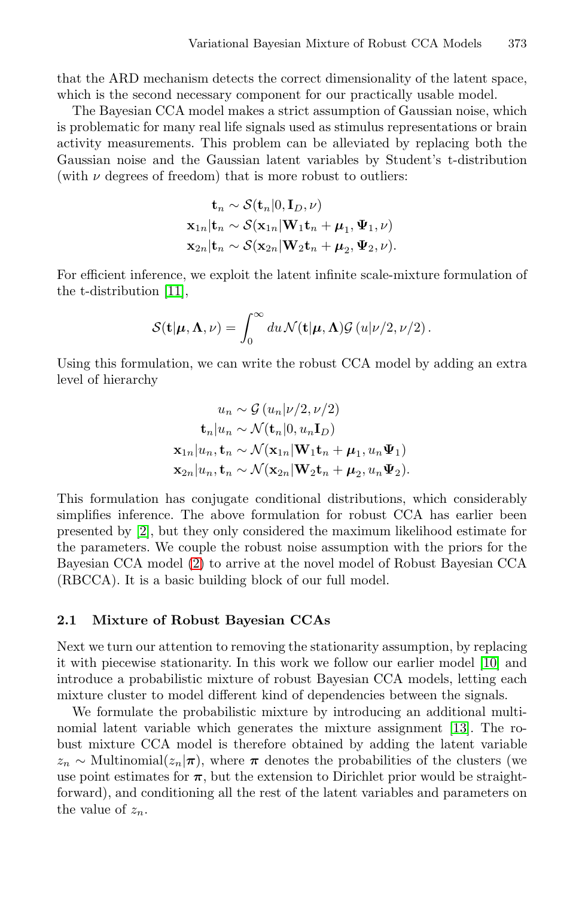that the ARD mechanism detects the correct dimensionality of the latent space, which is the second necessary component for our practically usable model.

The Bayesian CCA model makes a strict assumption of Gaussian noise, which is problematic for many real life signals used as stimulus representations or brain activity measurements. This problem can be alleviated by replacing both the Gaussian noise and the Gaussian latent variables by Student's t-distribution (with $\nu$ degrees of freedom) that is more robust to outliers:

$$
\begin{aligned}
\mathbf{t}_n &\sim \mathcal{S}(\mathbf{t}_n|0, \mathbf{I}_D, \nu) \\
\mathbf{x}_{1n}|\mathbf{t}_n &\sim \mathcal{S}(\mathbf{x}_{1n}|\mathbf{W}_1\mathbf{t}_n + \boldsymbol{\mu}_1, \boldsymbol{\Psi}_1, \nu) \\
\mathbf{x}_{2n}|\mathbf{t}_n &\sim \mathcal{S}(\mathbf{x}_{2n}|\mathbf{W}_2\mathbf{t}_n + \boldsymbol{\mu}_2, \boldsymbol{\Psi}_2, \nu).
\end{aligned}
$$

For efficient inference, we exploit the latent infinite scale-mixture formulation of the t-distribution [11],

$$
\mathcal{S}(\mathbf{t}|\boldsymbol{\mu}, \boldsymbol{\Lambda}, \nu) = \int_0^\infty du\, \mathcal{N}(\mathbf{t}|\boldsymbol{\mu}, \boldsymbol{\Lambda})\mathcal{G}\left(u|\nu/2, \nu/2\right).
$$

Using this formulation, we can write the robust CCA model by adding an extra level of hierarchy

$$
\begin{aligned}
u_n &\sim \mathcal{G}\left(u_n|\nu/2, \nu/2\right) \\
\mathbf{t}_n|u_n &\sim \mathcal{N}(\mathbf{t}_n|0, u_n\mathbf{I}_D) \\
\mathbf{x}_{1n}|u_n, \mathbf{t}_n &\sim \mathcal{N}(\mathbf{x}_{1n}|\mathbf{W}_1\mathbf{t}_n + \boldsymbol{\mu}_1, u_n\boldsymbol{\Psi}_1) \\
\mathbf{x}_{2n}|u_n, \mathbf{t}_n &\sim \mathcal{N}(\mathbf{x}_{2n}|\mathbf{W}_2\mathbf{t}_n + \boldsymbol{\mu}_2, u_n\boldsymbol{\Psi}_2).
\end{aligned}
$$

This formulation has conjugate conditional distributions, which considerably simplifies inference. The above formulation for robust CCA has earlier been presented by [2], but they only considered the maximum likelihood estimate for the parameters. We couple the robust noise assumption with the priors for the Bayesian CCA model (2) to arrive at the novel model of Robust Bayesian CCA (RBCCA). It is a basic building block of our full model.

### 2.1 Mixture of Robust Bayesian CCAs

Next we turn our attention to removing the stationarity assumption, by replacing it with piecewise stationarity. In this work we follow our earlier model [10] and introduce a probabilistic mixture of robust Bayesian CCA models, letting each mixture cluster to model different kind of dependencies between the signals.

We formulate the probabilistic mixture by introducing an additional multinomial latent variable which generates the mixture assignment [13]. The robust mixture CCA model is therefore obtained by adding the latent variable $z_n \sim \text{Multinomial}(z_n|\boldsymbol{\pi})$, where $\boldsymbol{\pi}$ denotes the probabilities of the clusters (we use point estimates for $\boldsymbol{\pi}$, but the extension to Dirichlet prior would be straightforward), and conditioning all the rest of the latent variables and parameters on the value of $z_n$.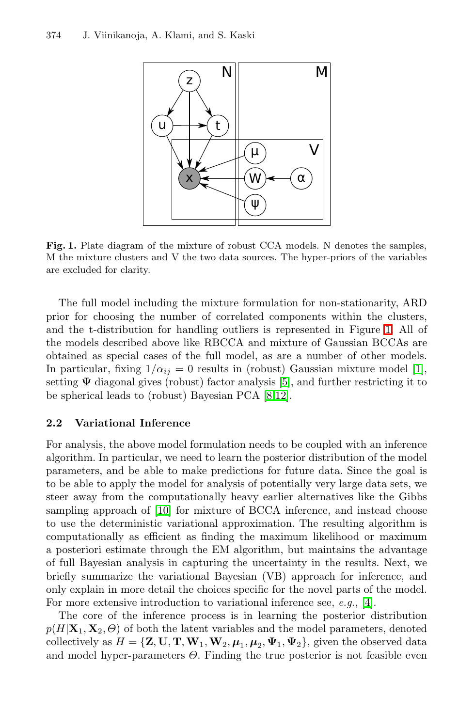Fig. 1. Plate diagram of the mixture of robust CCA models. N denotes the samples, M the mixture clusters and V the two data sources. The hyper-priors of the variables are excluded for clarity.

The full model including the mixture formulation for non-stationarity, ARD prior for choosing the number of correlated components within the clusters, and the t-distribution for handling outliers is represented in Figure 1. All of the models described above like RBCCA and mixture of Gaussian BCCAs are obtained as special cases of the full model, as are a number of other models. In particular, fixing $1/\alpha_{ij} = 0$ results in (robust) Gaussian mixture model [1], setting $\mathbf{\Psi}$ diagonal gives (robust) factor analysis [5], and further restricting it to be spherical leads to (robust) Bayesian PCA [8,12].

### 2.2 Variational Inference

For analysis, the above model formulation needs to be coupled with an inference algorithm. In particular, we need to learn the posterior distribution of the model parameters, and be able to make predictions for future data. Since the goal is to be able to apply the model for analysis of potentially very large data sets, we steer away from the computationally heavy earlier alternatives like the Gibbs sampling approach of [10] for mixture of BCCA inference, and instead choose to use the deterministic variational approximation. The resulting algorithm is computationally as efficient as finding the maximum likelihood or maximum a posteriori estimate through the EM algorithm, but maintains the advantage of full Bayesian analysis in capturing the uncertainty in the results. Next, we briefly summarize the variational Bayesian (VB) approach for inference, and only explain in more detail the choices specific for the novel parts of the model. For more extensive introduction to variational inference see, *e.g.*, [4].

The core of the inference process is in learning the posterior distribution $p(H|\mathbf{X}_1, \mathbf{X}_2, \Theta)$ of both the latent variables and the model parameters, denoted collectively as $H = \{\mathbf{Z}, \mathbf{U}, \mathbf{T}, \mathbf{W}_1, \mathbf{W}_2, \boldsymbol{\mu}_1, \boldsymbol{\mu}_2, \mathbf{\Psi}_1, \mathbf{\Psi}_2\}$, given the observed data and model hyper-parameters $\Theta$. Finding the true posterior is not feasible even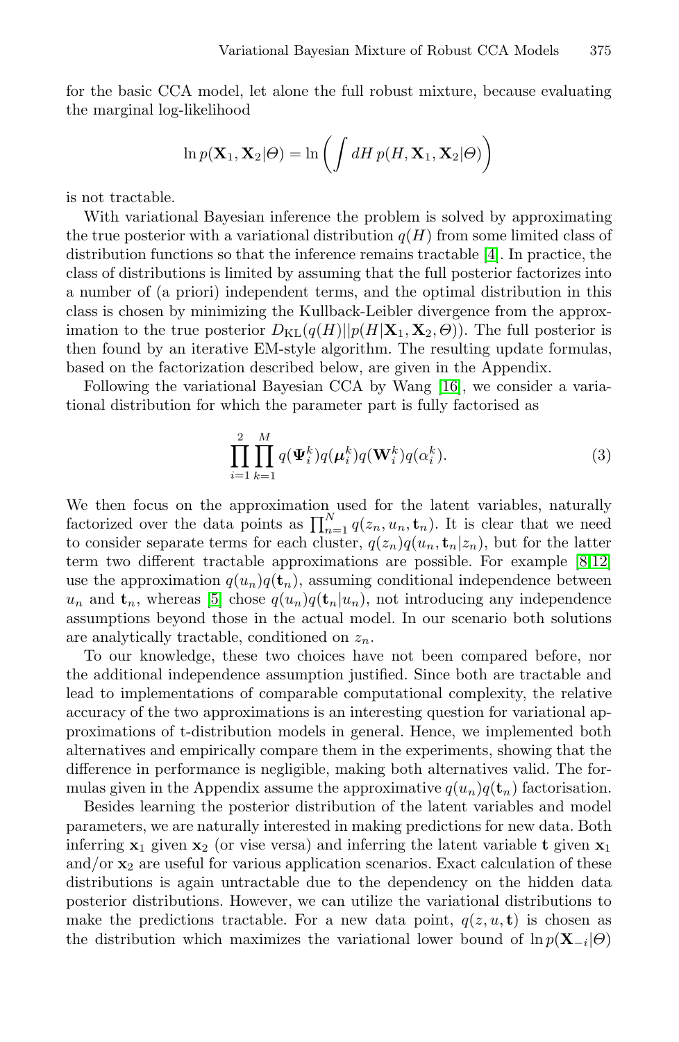for the basic CCA model, let alone the full robust mixture, because evaluating the marginal log-likelihood

$$\ln p(\mathbf{X}_1, \mathbf{X}_2|\Theta) = \ln\left(\int dH\, p(H, \mathbf{X}_1, \mathbf{X}_2|\Theta)\right)$$

is not tractable.

With variational Bayesian inference the problem is solved by approximating the true posterior with a variational distribution $q(H)$ from some limited class of distribution functions so that the inference remains tractable [4]. In practice, the class of distributions is limited by assuming that the full posterior factorizes into a number of (a priori) independent terms, and the optimal distribution in this class is chosen by minimizing the Kullback-Leibler divergence from the approximation to the true posterior $D_{\mathrm{KL}}(q(H)||p(H|\mathbf{X}_1, \mathbf{X}_2, \Theta))$. The full posterior is then found by an iterative EM-style algorithm. The resulting update formulas, based on the factorization described below, are given in the Appendix.

Following the variational Bayesian CCA by Wang [16], we consider a variational distribution for which the parameter part is fully factorised as

$$\prod_{i=1}^{2}\prod_{k=1}^{M} q(\mathbf{\Psi}_i^k)q(\boldsymbol{\mu}_i^k)q(\mathbf{W}_i^k)q(\alpha_i^k). \tag{3}$$

We then focus on the approximation used for the latent variables, naturally factorized over the data points as $\prod_{n=1}^{N} q(z_n, u_n, \mathbf{t}_n)$. It is clear that we need to consider separate terms for each cluster, $q(z_n)q(u_n, \mathbf{t}_n|z_n)$, but for the latter term two different tractable approximations are possible. For example [8,12] use the approximation $q(u_n)q(\mathbf{t}_n)$, assuming conditional independence between $u_n$ and $\mathbf{t}_n$, whereas [5] chose $q(u_n)q(\mathbf{t}_n|u_n)$, not introducing any independence assumptions beyond those in the actual model. In our scenario both solutions are analytically tractable, conditioned on $z_n$.

To our knowledge, these two choices have not been compared before, nor the additional independence assumption justified. Since both are tractable and lead to implementations of comparable computational complexity, the relative accuracy of the two approximations is an interesting question for variational approximations of t-distribution models in general. Hence, we implemented both alternatives and empirically compare them in the experiments, showing that the difference in performance is negligible, making both alternatives valid. The formulas given in the Appendix assume the approximative $q(u_n)q(\mathbf{t}_n)$ factorisation.

Besides learning the posterior distribution of the latent variables and model parameters, we are naturally interested in making predictions for new data. Both inferring $\mathbf{x}_1$ given $\mathbf{x}_2$ (or vise versa) and inferring the latent variable $\mathbf{t}$ given $\mathbf{x}_1$ and/or $\mathbf{x}_2$ are useful for various application scenarios. Exact calculation of these distributions is again untractable due to the dependency on the hidden data posterior distributions. However, we can utilize the variational distributions to make the predictions tractable. For a new data point, $q(z, u, \mathbf{t})$ is chosen as the distribution which maximizes the variational lower bound of $\ln p(\mathbf{X}_{-i}|\Theta)$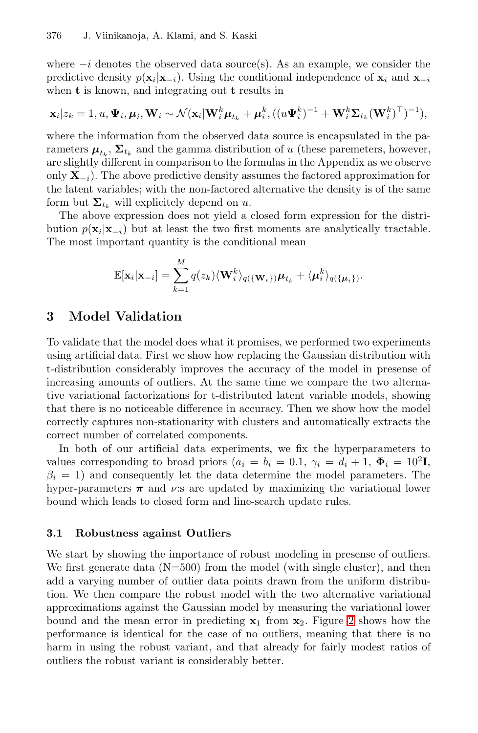where $-i$ denotes the observed data source(s). As an example, we consider the predictive density $p(\mathbf{x}_i|\mathbf{x}_{-i})$. Using the conditional independence of $\mathbf{x}_i$ and $\mathbf{x}_{-i}$ when $\mathbf{t}$ is known, and integrating out $\mathbf{t}$ results in

$$\mathbf{x}_i|z_k = 1, u, \mathbf{\Psi}_i, \boldsymbol{\mu}_i, \mathbf{W}_i \sim \mathcal{N}(\mathbf{x}_i|\mathbf{W}_i^k \boldsymbol{\mu}_{t_k} + \boldsymbol{\mu}_i^k, ((u\mathbf{\Psi}_i^k)^{-1} + \mathbf{W}_i^k \mathbf{\Sigma}_{t_k} (\mathbf{W}_i^k)^\top)^{-1}),$$

where the information from the observed data source is encapsulated in the parameters $\boldsymbol{\mu}_{t_k}$, $\mathbf{\Sigma}_{t_k}$ and the gamma distribution of $u$ (these paremeters, however, are slightly different in comparison to the formulas in the Appendix as we observe only $\mathbf{X}_{-i}$). The above predictive density assumes the factored approximation for the latent variables; with the non-factored alternative the density is of the same form but $\mathbf{\Sigma}_{t_k}$ will explicitely depend on $u$.

The above expression does not yield a closed form expression for the distribution $p(\mathbf{x}_i|\mathbf{x}_{-i})$ but at least the two first moments are analytically tractable. The most important quantity is the conditional mean

$$\mathbb{E}[\mathbf{x}_i|\mathbf{x}_{-i}] = \sum_{k=1}^{M} q(z_k) \langle \mathbf{W}_i^k \rangle_{q(\{\mathbf{W}_i\})} \boldsymbol{\mu}_{t_k} + \langle \boldsymbol{\mu}_i^k \rangle_{q(\{\boldsymbol{\mu}_i\})}.$$

## 3 Model Validation

To validate that the model does what it promises, we performed two experiments using artificial data. First we show how replacing the Gaussian distribution with t-distribution considerably improves the accuracy of the model in presense of increasing amounts of outliers. At the same time we compare the two alternative variational factorizations for t-distributed latent variable models, showing that there is no noticeable difference in accuracy. Then we show how the model correctly captures non-stationarity with clusters and automatically extracts the correct number of correlated components.

In both of our artificial data experiments, we fix the hyperparameters to values corresponding to broad priors ($a_i = b_i = 0.1$, $\gamma_i = d_i + 1$, $\mathbf{\Phi}_i = 10^2\mathbf{I}$, $\beta_i = 1$) and consequently let the data determine the model parameters. The hyper-parameters $\boldsymbol{\pi}$ and $\nu$:s are updated by maximizing the variational lower bound which leads to closed form and line-search update rules.

### 3.1 Robustness against Outliers

We start by showing the importance of robust modeling in presense of outliers. We first generate data (N=500) from the model (with single cluster), and then add a varying number of outlier data points drawn from the uniform distribution. We then compare the robust model with the two alternative variational approximations against the Gaussian model by measuring the variational lower bound and the mean error in predicting $\mathbf{x}_1$ from $\mathbf{x}_2$. Figure 2 shows how the performance is identical for the case of no outliers, meaning that there is no harm in using the robust variant, and that already for fairly modest ratios of outliers the robust variant is considerably better.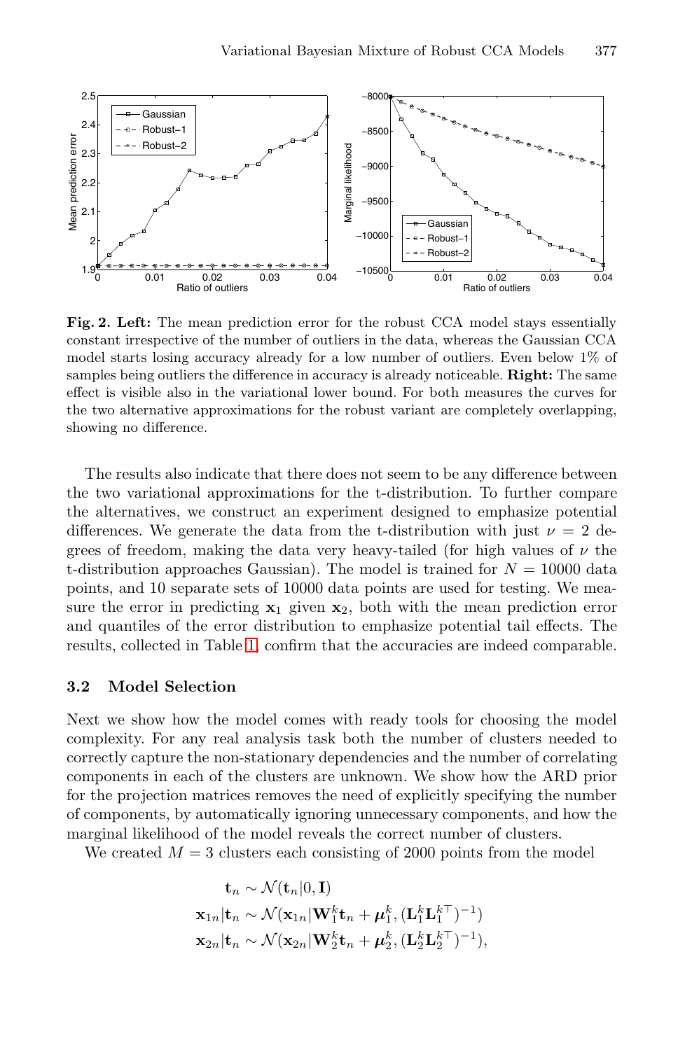**Fig. 2. Left:** The mean prediction error for the robust CCA model stays essentially constant irrespective of the number of outliers in the data, whereas the Gaussian CCA model starts losing accuracy already for a low number of outliers. Even below 1% of samples being outliers the difference in accuracy is already noticeable. **Right:** The same effect is visible also in the variational lower bound. For both measures the curves for the two alternative approximations for the robust variant are completely overlapping, showing no difference.

The results also indicate that there does not seem to be any difference between the two variational approximations for the t-distribution. To further compare the alternatives, we construct an experiment designed to emphasize potential differences. We generate the data from the t-distribution with just $\nu = 2$ degrees of freedom, making the data very heavy-tailed (for high values of $\nu$ the t-distribution approaches Gaussian). The model is trained for $N = 10000$ data points, and 10 separate sets of 10000 data points are used for testing. We measure the error in predicting $\mathbf{x}_1$ given $\mathbf{x}_2$, both with the mean prediction error and quantiles of the error distribution to emphasize potential tail effects. The results, collected in Table 1, confirm that the accuracies are indeed comparable.

### 3.2 Model Selection

Next we show how the model comes with ready tools for choosing the model complexity. For any real analysis task both the number of clusters needed to correctly capture the non-stationary dependencies and the number of correlating components in each of the clusters are unknown. We show how the ARD prior for the projection matrices removes the need of explicitly specifying the number of components, by automatically ignoring unnecessary components, and how the marginal likelihood of the model reveals the correct number of clusters.

We created $M = 3$ clusters each consisting of 2000 points from the model

$$
\begin{aligned}
\mathbf{t}_n &\sim \mathcal{N}(\mathbf{t}_n|0, \mathbf{I}) \\
\mathbf{x}_{1n}|\mathbf{t}_n &\sim \mathcal{N}(\mathbf{x}_{1n}|\mathbf{W}_1^k\mathbf{t}_n + \boldsymbol{\mu}_1^k, (\mathbf{L}_1^k\mathbf{L}_1^{k\top})^{-1}) \\
\mathbf{x}_{2n}|\mathbf{t}_n &\sim \mathcal{N}(\mathbf{x}_{2n}|\mathbf{W}_2^k\mathbf{t}_n + \boldsymbol{\mu}_2^k, (\mathbf{L}_2^k\mathbf{L}_2^{k\top})^{-1}),
\end{aligned}
$$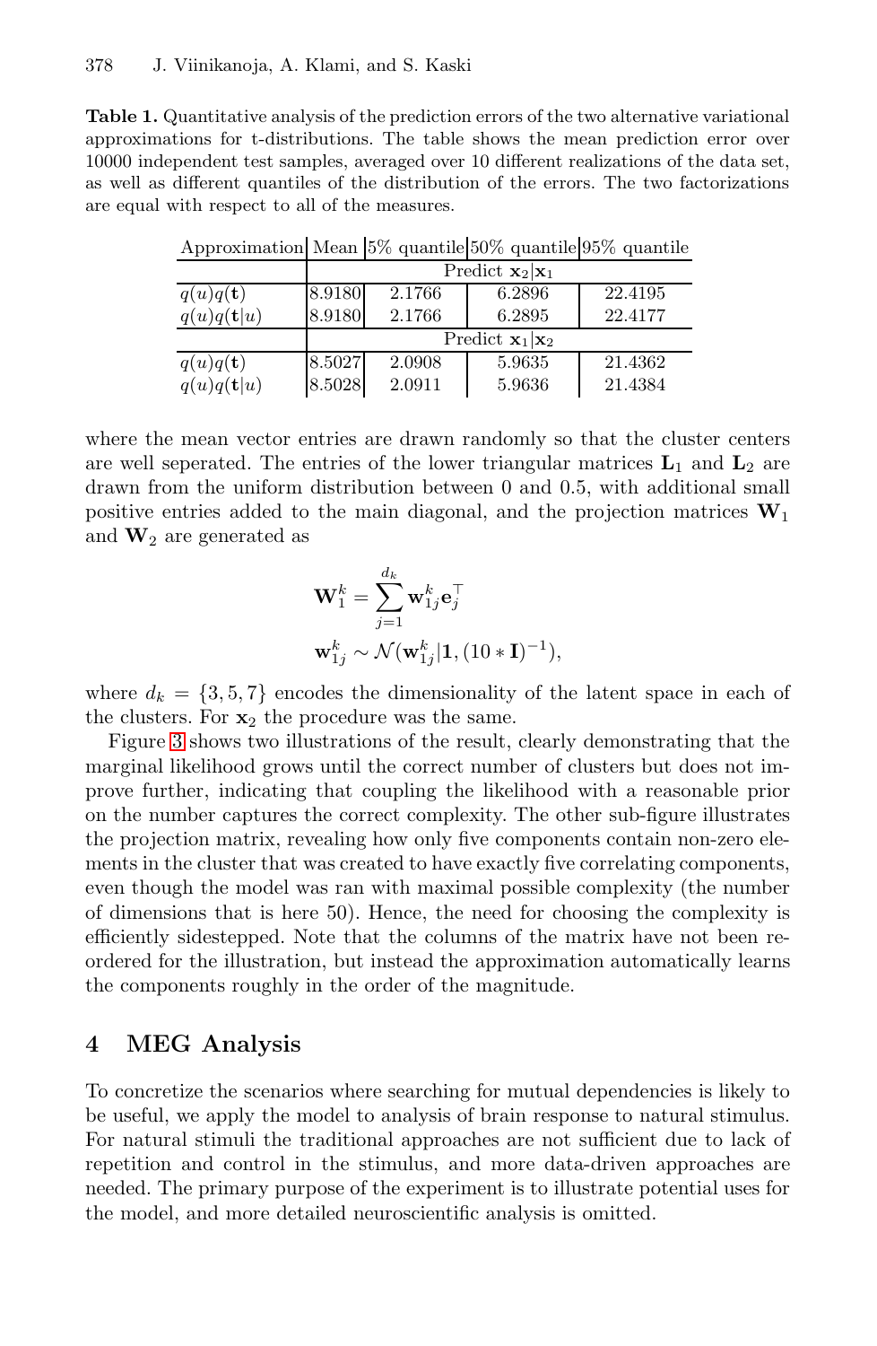**Table 1.** Quantitative analysis of the prediction errors of the two alternative variational approximations for t-distributions. The table shows the mean prediction error over 10000 independent test samples, averaged over 10 different realizations of the data set, as well as different quantiles of the distribution of the errors. The two factorizations are equal with respect to all of the measures.

| Approximation | Mean | 5% quantile | 50% quantile | 95% quantile |
|---|---|---|---|---|
| | Predict $\mathbf{x}_2 \vert \mathbf{x}_1$ | | | |
| $q(u)q(\mathbf{t})$ | 8.9180 | 2.1766 | 6.2896 | 22.4195 |
| $q(u)q(\mathbf{t}\vert u)$ | 8.9180 | 2.1766 | 6.2895 | 22.4177 |
| | Predict $\mathbf{x}_1 \vert \mathbf{x}_2$ | | | |
| $q(u)q(\mathbf{t})$ | 8.5027 | 2.0908 | 5.9635 | 21.4362 |
| $q(u)q(\mathbf{t}\vert u)$ | 8.5028 | 2.0911 | 5.9636 | 21.4384 |

where the mean vector entries are drawn randomly so that the cluster centers are well seperated. The entries of the lower triangular matrices $\mathbf{L}_1$ and $\mathbf{L}_2$ are drawn from the uniform distribution between 0 and 0.5, with additional small positive entries added to the main diagonal, and the projection matrices $\mathbf{W}_1$ and $\mathbf{W}_2$ are generated as

$$\mathbf{W}_1^k = \sum_{j=1}^{d_k} \mathbf{w}_{1j}^k \mathbf{e}_j^\top$$

$$\mathbf{w}_{1j}^k \sim \mathcal{N}(\mathbf{w}_{1j}^k | \mathbf{1}, (10 * \mathbf{I})^{-1}),$$

where $d_k = \{3, 5, 7\}$ encodes the dimensionality of the latent space in each of the clusters. For $\mathbf{x}_2$ the procedure was the same.

Figure 3 shows two illustrations of the result, clearly demonstrating that the marginal likelihood grows until the correct number of clusters but does not improve further, indicating that coupling the likelihood with a reasonable prior on the number captures the correct complexity. The other sub-figure illustrates the projection matrix, revealing how only five components contain non-zero elements in the cluster that was created to have exactly five correlating components, even though the model was ran with maximal possible complexity (the number of dimensions that is here 50). Hence, the need for choosing the complexity is efficiently sidestepped. Note that the columns of the matrix have not been reordered for the illustration, but instead the approximation automatically learns the components roughly in the order of the magnitude.

## 4 MEG Analysis

To concretize the scenarios where searching for mutual dependencies is likely to be useful, we apply the model to analysis of brain response to natural stimulus. For natural stimuli the traditional approaches are not sufficient due to lack of repetition and control in the stimulus, and more data-driven approaches are needed. The primary purpose of the experiment is to illustrate potential uses for the model, and more detailed neuroscientific analysis is omitted.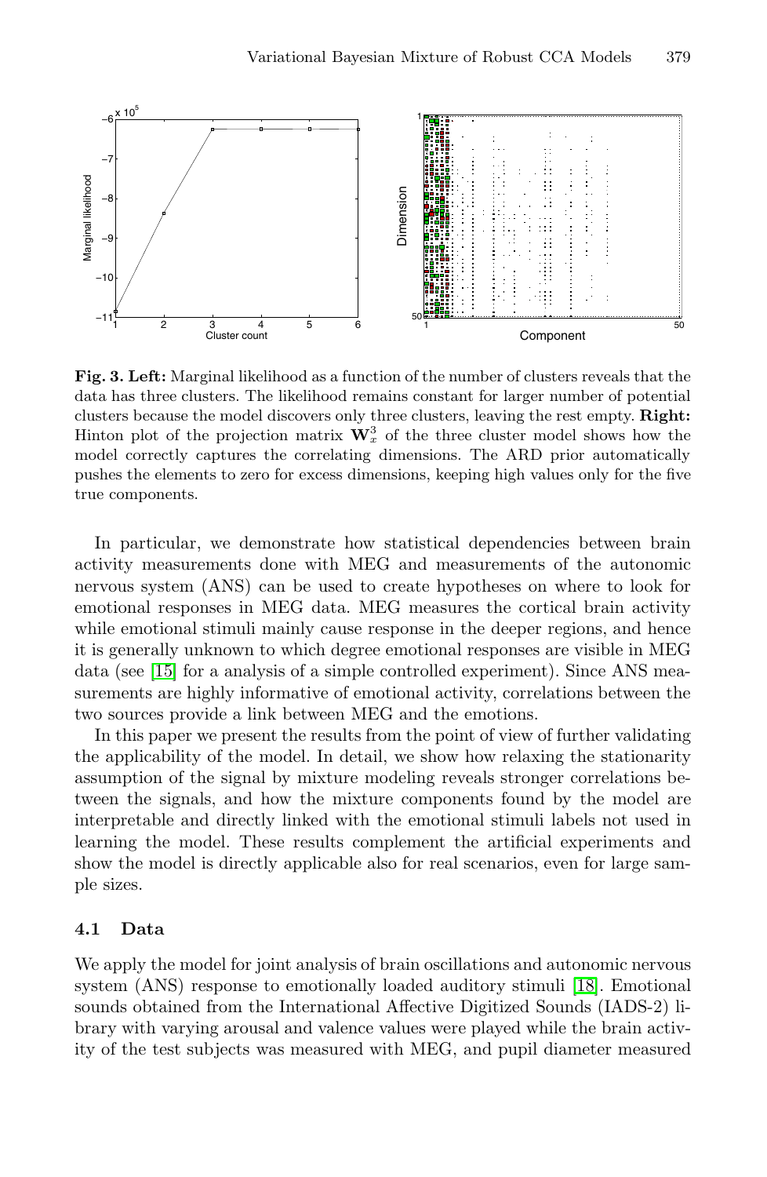**Fig. 3. Left:** Marginal likelihood as a function of the number of clusters reveals that the data has three clusters. The likelihood remains constant for larger number of potential clusters because the model discovers only three clusters, leaving the rest empty. **Right:** Hinton plot of the projection matrix $\mathbf{W}_x^3$ of the three cluster model shows how the model correctly captures the correlating dimensions. The ARD prior automatically pushes the elements to zero for excess dimensions, keeping high values only for the five true components.

In particular, we demonstrate how statistical dependencies between brain activity measurements done with MEG and measurements of the autonomic nervous system (ANS) can be used to create hypotheses on where to look for emotional responses in MEG data. MEG measures the cortical brain activity while emotional stimuli mainly cause response in the deeper regions, and hence it is generally unknown to which degree emotional responses are visible in MEG data (see [15] for a analysis of a simple controlled experiment). Since ANS measurements are highly informative of emotional activity, correlations between the two sources provide a link between MEG and the emotions.

In this paper we present the results from the point of view of further validating the applicability of the model. In detail, we show how relaxing the stationarity assumption of the signal by mixture modeling reveals stronger correlations between the signals, and how the mixture components found by the model are interpretable and directly linked with the emotional stimuli labels not used in learning the model. These results complement the artificial experiments and show the model is directly applicable also for real scenarios, even for large sample sizes.

### 4.1 Data

We apply the model for joint analysis of brain oscillations and autonomic nervous system (ANS) response to emotionally loaded auditory stimuli [18]. Emotional sounds obtained from the International Affective Digitized Sounds (IADS-2) library with varying arousal and valence values were played while the brain activity of the test subjects was measured with MEG, and pupil diameter measured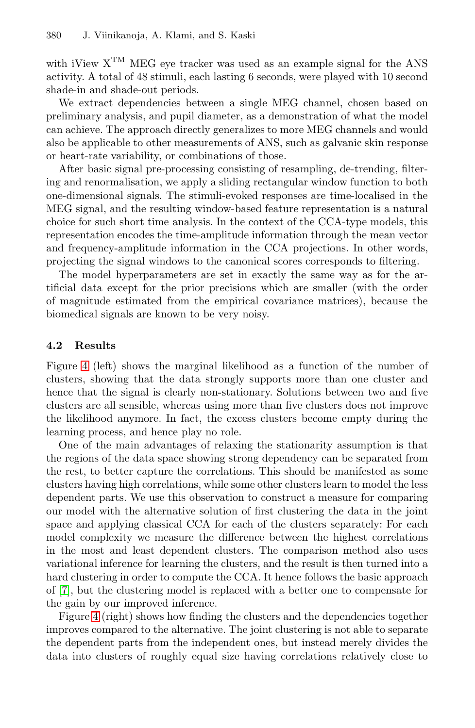with iView X$^{\text{TM}}$ MEG eye tracker was used as an example signal for the ANS activity. A total of 48 stimuli, each lasting 6 seconds, were played with 10 second shade-in and shade-out periods.

We extract dependencies between a single MEG channel, chosen based on preliminary analysis, and pupil diameter, as a demonstration of what the model can achieve. The approach directly generalizes to more MEG channels and would also be applicable to other measurements of ANS, such as galvanic skin response or heart-rate variability, or combinations of those.

After basic signal pre-processing consisting of resampling, de-trending, filtering and renormalisation, we apply a sliding rectangular window function to both one-dimensional signals. The stimuli-evoked responses are time-localised in the MEG signal, and the resulting window-based feature representation is a natural choice for such short time analysis. In the context of the CCA-type models, this representation encodes the time-amplitude information through the mean vector and frequency-amplitude information in the CCA projections. In other words, projecting the signal windows to the canonical scores corresponds to filtering.

The model hyperparameters are set in exactly the same way as for the artificial data except for the prior precisions which are smaller (with the order of magnitude estimated from the empirical covariance matrices), because the biomedical signals are known to be very noisy.

### 4.2 Results

Figure 4 (left) shows the marginal likelihood as a function of the number of clusters, showing that the data strongly supports more than one cluster and hence that the signal is clearly non-stationary. Solutions between two and five clusters are all sensible, whereas using more than five clusters does not improve the likelihood anymore. In fact, the excess clusters become empty during the learning process, and hence play no role.

One of the main advantages of relaxing the stationarity assumption is that the regions of the data space showing strong dependency can be separated from the rest, to better capture the correlations. This should be manifested as some clusters having high correlations, while some other clusters learn to model the less dependent parts. We use this observation to construct a measure for comparing our model with the alternative solution of first clustering the data in the joint space and applying classical CCA for each of the clusters separately: For each model complexity we measure the difference between the highest correlations in the most and least dependent clusters. The comparison method also uses variational inference for learning the clusters, and the result is then turned into a hard clustering in order to compute the CCA. It hence follows the basic approach of [7], but the clustering model is replaced with a better one to compensate for the gain by our improved inference.

Figure 4 (right) shows how finding the clusters and the dependencies together improves compared to the alternative. The joint clustering is not able to separate the dependent parts from the independent ones, but instead merely divides the data into clusters of roughly equal size having correlations relatively close to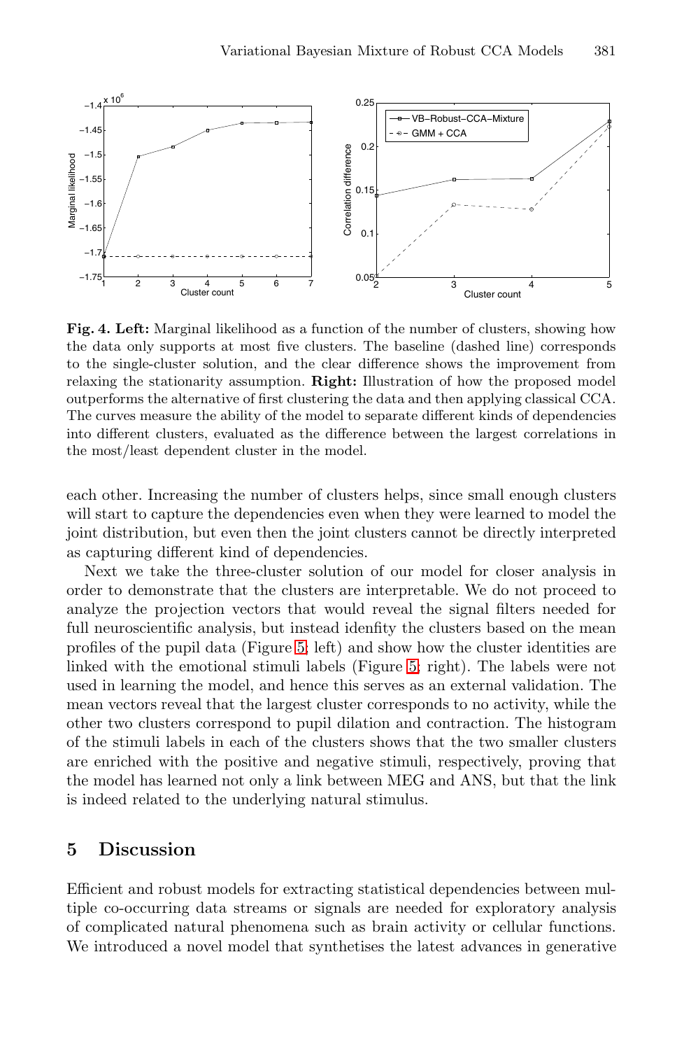−1.4 x 10^6
−1.45
−1.5
−1.55
−1.6
−1.65
−1.7
−1.75
Marginal likelihood
1 2 3 4 5 6 7
Cluster count

0.25
0.2
0.15
0.1
0.05
Correlation difference
VB−Robust−CCA−Mixture
GMM + CCA
2 3 4 5
Cluster count

**Fig. 4. Left:** Marginal likelihood as a function of the number of clusters, showing how the data only supports at most five clusters. The baseline (dashed line) corresponds to the single-cluster solution, and the clear difference shows the improvement from relaxing the stationarity assumption. **Right:** Illustration of how the proposed model outperforms the alternative of first clustering the data and then applying classical CCA. The curves measure the ability of the model to separate different kinds of dependencies into different clusters, evaluated as the difference between the largest correlations in the most/least dependent cluster in the model.

each other. Increasing the number of clusters helps, since small enough clusters will start to capture the dependencies even when they were learned to model the joint distribution, but even then the joint clusters cannot be directly interpreted as capturing different kind of dependencies.

Next we take the three-cluster solution of our model for closer analysis in order to demonstrate that the clusters are interpretable. We do not proceed to analyze the projection vectors that would reveal the signal filters needed for full neuroscientific analysis, but instead idenfity the clusters based on the mean profiles of the pupil data (Figure 5: left) and show how the cluster identities are linked with the emotional stimuli labels (Figure 5: right). The labels were not used in learning the model, and hence this serves as an external validation. The mean vectors reveal that the largest cluster corresponds to no activity, while the other two clusters correspond to pupil dilation and contraction. The histogram of the stimuli labels in each of the clusters shows that the two smaller clusters are enriched with the positive and negative stimuli, respectively, proving that the model has learned not only a link between MEG and ANS, but that the link is indeed related to the underlying natural stimulus.

## 5 Discussion

Efficient and robust models for extracting statistical dependencies between multiple co-occurring data streams or signals are needed for exploratory analysis of complicated natural phenomena such as brain activity or cellular functions. We introduced a novel model that synthetises the latest advances in generative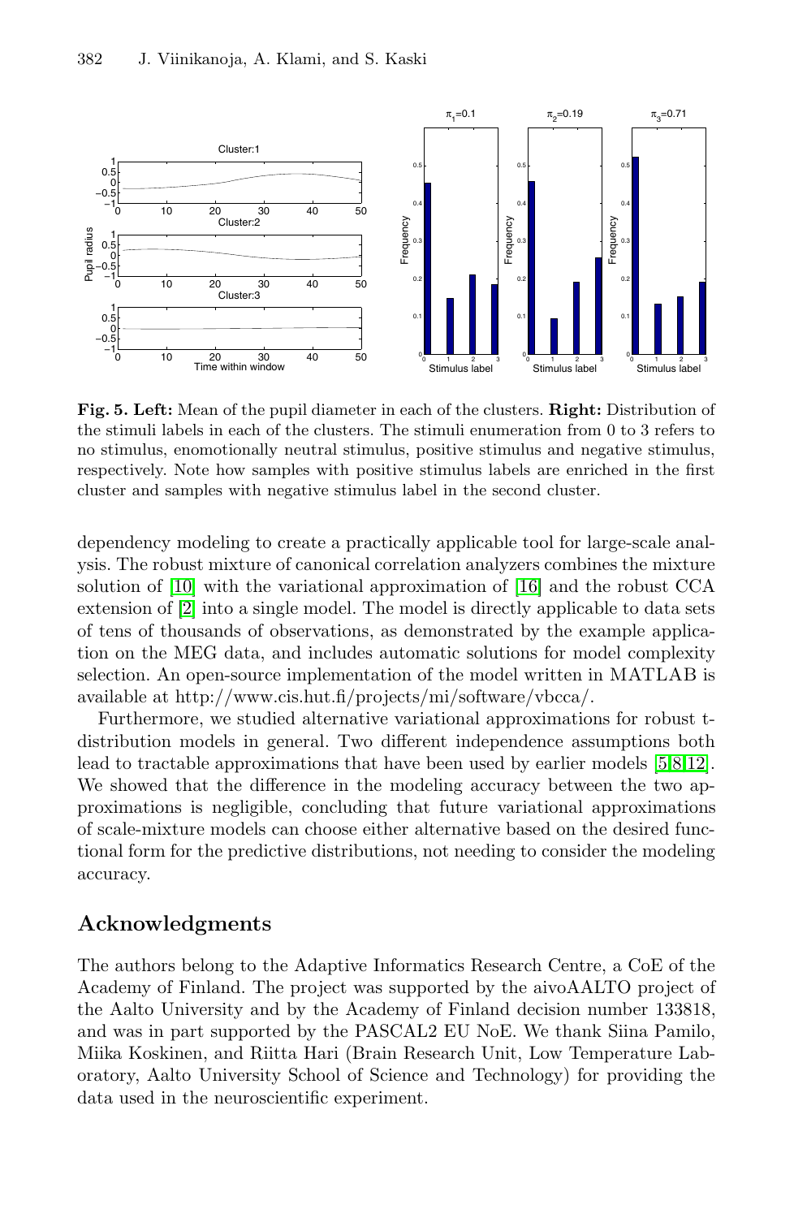**Fig. 5. Left:** Mean of the pupil diameter in each of the clusters. **Right:** Distribution of the stimuli labels in each of the clusters. The stimuli enumeration from 0 to 3 refers to no stimulus, enomotionally neutral stimulus, positive stimulus and negative stimulus, respectively. Note how samples with positive stimulus labels are enriched in the first cluster and samples with negative stimulus label in the second cluster.

dependency modeling to create a practically applicable tool for large-scale analysis. The robust mixture of canonical correlation analyzers combines the mixture solution of [10] with the variational approximation of [16] and the robust CCA extension of [2] into a single model. The model is directly applicable to data sets of tens of thousands of observations, as demonstrated by the example application on the MEG data, and includes automatic solutions for model complexity selection. An open-source implementation of the model written in MATLAB is available at http://www.cis.hut.fi/projects/mi/software/vbcca/.

Furthermore, we studied alternative variational approximations for robust t-distribution models in general. Two different independence assumptions both lead to tractable approximations that have been used by earlier models [5,8,12]. We showed that the difference in the modeling accuracy between the two approximations is negligible, concluding that future variational approximations of scale-mixture models can choose either alternative based on the desired functional form for the predictive distributions, not needing to consider the modeling accuracy.

## Acknowledgments

The authors belong to the Adaptive Informatics Research Centre, a CoE of the Academy of Finland. The project was supported by the aivoAALTO project of the Aalto University and by the Academy of Finland decision number 133818, and was in part supported by the PASCAL2 EU NoE. We thank Siina Pamilo, Miika Koskinen, and Riitta Hari (Brain Research Unit, Low Temperature Laboratory, Aalto University School of Science and Technology) for providing the data used in the neuroscientific experiment.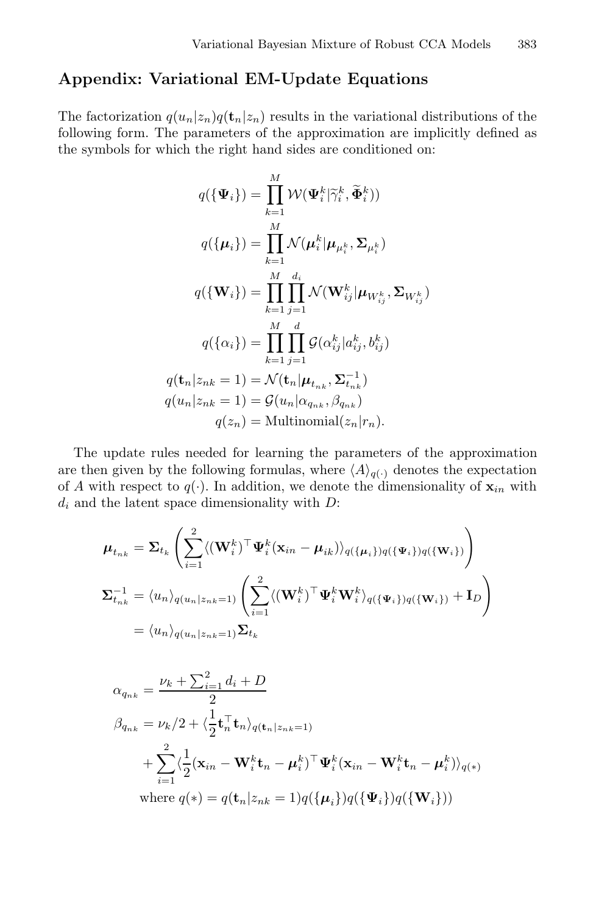## Appendix: Variational EM-Update Equations

The factorization $q(u_n|z_n)q(\mathbf{t}_n|z_n)$ results in the variational distributions of the following form. The parameters of the approximation are implicitly defined as the symbols for which the right hand sides are conditioned on:

$$
\begin{aligned}
q(\{\boldsymbol{\Psi}_i\}) &= \prod_{k=1}^{M} \mathcal{W}(\boldsymbol{\Psi}_i^k|\widetilde{\gamma}_i^k, \widetilde{\boldsymbol{\Phi}}_i^k)) \\
q(\{\boldsymbol{\mu}_i\}) &= \prod_{k=1}^{M} \mathcal{N}(\boldsymbol{\mu}_i^k|\boldsymbol{\mu}_{\mu_i^k}, \boldsymbol{\Sigma}_{\mu_i^k}) \\
q(\{\mathbf{W}_i\}) &= \prod_{k=1}^{M} \prod_{j=1}^{d_i} \mathcal{N}(\mathbf{W}_{ij}^k|\boldsymbol{\mu}_{W_{ij}^k}, \boldsymbol{\Sigma}_{W_{ij}^k}) \\
q(\{\alpha_i\}) &= \prod_{k=1}^{M} \prod_{j=1}^{d} \mathcal{G}(\alpha_{ij}^k|a_{ij}^k, b_{ij}^k) \\
q(\mathbf{t}_n|z_{nk}=1) &= \mathcal{N}(\mathbf{t}_n|\boldsymbol{\mu}_{t_{nk}}, \boldsymbol{\Sigma}_{t_{nk}}^{-1}) \\
q(u_n|z_{nk}=1) &= \mathcal{G}(u_n|\alpha_{q_{nk}}, \beta_{q_{nk}}) \\
q(z_n) &= \text{Multinomial}(z_n|r_n).
\end{aligned}
$$

The update rules needed for learning the parameters of the approximation are then given by the following formulas, where $\langle A \rangle_{q(\cdot)}$ denotes the expectation of $A$ with respect to $q(\cdot)$. In addition, we denote the dimensionality of $\mathbf{x}_{in}$ with $d_i$ and the latent space dimensionality with $D$:

$$
\begin{aligned}
\boldsymbol{\mu}_{t_{nk}} &= \boldsymbol{\Sigma}_{t_k} \left( \sum_{i=1}^{2} \langle (\mathbf{W}_i^k)^\top \boldsymbol{\Psi}_i^k (\mathbf{x}_{in} - \boldsymbol{\mu}_{ik}) \rangle_{q(\{\boldsymbol{\mu}_i\})q(\{\boldsymbol{\Psi}_i\})q(\{\mathbf{W}_i\})} \right) \\
\boldsymbol{\Sigma}_{t_{nk}}^{-1} &= \langle u_n \rangle_{q(u_n|z_{nk}=1)} \left( \sum_{i=1}^{2} \langle (\mathbf{W}_i^k)^\top \boldsymbol{\Psi}_i^k \mathbf{W}_i^k \rangle_{q(\{\boldsymbol{\Psi}_i\})q(\{\mathbf{W}_i\})} + \mathbf{I}_D \right) \\
&= \langle u_n \rangle_{q(u_n|z_{nk}=1)} \boldsymbol{\Sigma}_{t_k}
\end{aligned}
$$

$$
\begin{aligned}
\alpha_{q_{nk}} &= \frac{\nu_k + \sum_{i=1}^{2} d_i + D}{2} \\
\beta_{q_{nk}} &= \nu_k/2 + \langle \frac{1}{2} \mathbf{t}_n^\top \mathbf{t}_n \rangle_{q(\mathbf{t}_n|z_{nk}=1)} \\
&\quad + \sum_{i=1}^{2} \langle \frac{1}{2} (\mathbf{x}_{in} - \mathbf{W}_i^k \mathbf{t}_n - \boldsymbol{\mu}_i^k)^\top \boldsymbol{\Psi}_i^k (\mathbf{x}_{in} - \mathbf{W}_i^k \mathbf{t}_n - \boldsymbol{\mu}_i^k) \rangle_{q(*)} \\
&\quad \text{where } q(*) = q(\mathbf{t}_n|z_{nk}=1)q(\{\boldsymbol{\mu}_i\})q(\{\boldsymbol{\Psi}_i\})q(\{\mathbf{W}_i\}))
\end{aligned}
$$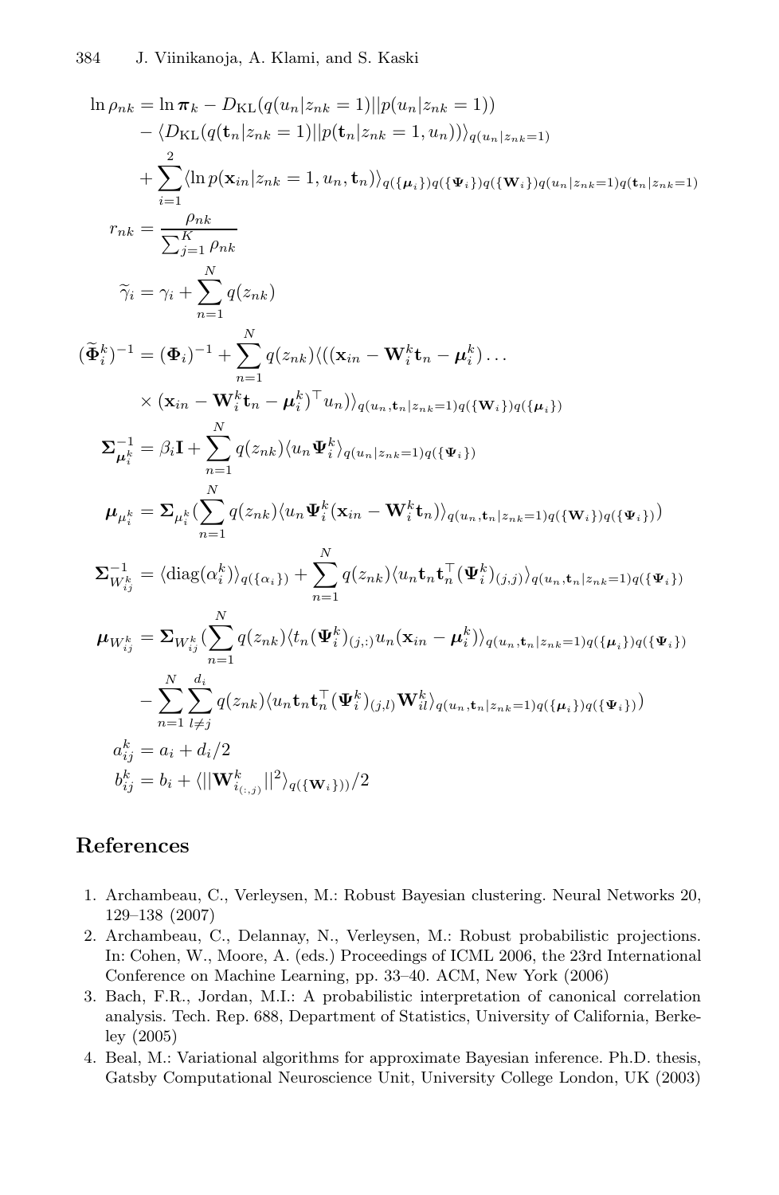$$
\begin{aligned}
\ln \rho_{nk} &= \ln \boldsymbol{\pi}_k - D_{\mathrm{KL}}(q(u_n|z_{nk}=1)||p(u_n|z_{nk}=1)) \\
&\quad - \langle D_{\mathrm{KL}}(q(\mathbf{t}_n|z_{nk}=1)||p(\mathbf{t}_n|z_{nk}=1,u_n))\rangle_{q(u_n|z_{nk}=1)} \\
&\quad + \sum_{i=1}^{2} \langle \ln p(\mathbf{x}_{in}|z_{nk}=1,u_n,\mathbf{t}_n)\rangle_{q(\{\boldsymbol{\mu}_i\})q(\{\boldsymbol{\Psi}_i\})q(\{\mathbf{W}_i\})q(u_n|z_{nk}=1)q(\mathbf{t}_n|z_{nk}=1)} \\
r_{nk} &= \frac{\rho_{nk}}{\sum_{j=1}^{K}\rho_{nk}} \\
\widetilde{\gamma}_i &= \gamma_i + \sum_{n=1}^{N} q(z_{nk}) \\
(\widetilde{\boldsymbol{\Phi}}_i^k)^{-1} &= (\boldsymbol{\Phi}_i)^{-1} + \sum_{n=1}^{N} q(z_{nk})\langle((\mathbf{x}_{in} - \mathbf{W}_i^k\mathbf{t}_n - \boldsymbol{\mu}_i^k)\ldots \\
&\quad \times (\mathbf{x}_{in} - \mathbf{W}_i^k\mathbf{t}_n - \boldsymbol{\mu}_i^k)^\top u_n)\rangle_{q(u_n,\mathbf{t}_n|z_{nk}=1)q(\{\mathbf{W}_i\})q(\{\boldsymbol{\mu}_i\})} \\
\boldsymbol{\Sigma}_{\boldsymbol{\mu}_i^k}^{-1} &= \beta_i\mathbf{I} + \sum_{n=1}^{N} q(z_{nk})\langle u_n\boldsymbol{\Psi}_i^k\rangle_{q(u_n|z_{nk}=1)q(\{\boldsymbol{\Psi}_i\})} \\
\boldsymbol{\mu}_{\mu_i^k} &= \boldsymbol{\Sigma}_{\mu_i^k}\Big(\sum_{n=1}^{N} q(z_{nk})\langle u_n\boldsymbol{\Psi}_i^k(\mathbf{x}_{in} - \mathbf{W}_i^k\mathbf{t}_n)\rangle_{q(u_n,\mathbf{t}_n|z_{nk}=1)q(\{\mathbf{W}_i\})q(\{\boldsymbol{\Psi}_i\})}\Big) \\
\boldsymbol{\Sigma}_{W_{ij}^k}^{-1} &= \langle \mathrm{diag}(\alpha_i^k)\rangle_{q(\{\alpha_i\})} + \sum_{n=1}^{N} q(z_{nk})\langle u_n\mathbf{t}_n\mathbf{t}_n^\top(\boldsymbol{\Psi}_i^k)_{(j,j)}\rangle_{q(u_n,\mathbf{t}_n|z_{nk}=1)q(\{\boldsymbol{\Psi}_i\})} \\
\boldsymbol{\mu}_{W_{ij}^k} &= \boldsymbol{\Sigma}_{W_{ij}^k}\Big(\sum_{n=1}^{N} q(z_{nk})\langle t_n(\boldsymbol{\Psi}_i^k)_{(j,:)}u_n(\mathbf{x}_{in} - \boldsymbol{\mu}_i^k)\rangle_{q(u_n,\mathbf{t}_n|z_{nk}=1)q(\{\boldsymbol{\mu}_i\})q(\{\boldsymbol{\Psi}_i\})} \\
&\quad - \sum_{n=1}^{N}\sum_{l\neq j}^{d_i} q(z_{nk})\langle u_n\mathbf{t}_n\mathbf{t}_n^\top(\boldsymbol{\Psi}_i^k)_{(j,l)}\mathbf{W}_{il}^k\rangle_{q(u_n,\mathbf{t}_n|z_{nk}=1)q(\{\boldsymbol{\mu}_i\})q(\{\boldsymbol{\Psi}_i\})}\Big) \\
a_{ij}^k &= a_i + d_i/2 \\
b_{ij}^k &= b_i + \langle ||\mathbf{W}_{i_{(:,j)}}^k||^2\rangle_{q(\{\mathbf{W}_i\})})/2
\end{aligned}
$$

## References

1. Archambeau, C., Verleysen, M.: Robust Bayesian clustering. Neural Networks 20, 129–138 (2007)
2. Archambeau, C., Delannay, N., Verleysen, M.: Robust probabilistic projections. In: Cohen, W., Moore, A. (eds.) Proceedings of ICML 2006, the 23rd International Conference on Machine Learning, pp. 33–40. ACM, New York (2006)
3. Bach, F.R., Jordan, M.I.: A probabilistic interpretation of canonical correlation analysis. Tech. Rep. 688, Department of Statistics, University of California, Berkeley (2005)
4. Beal, M.: Variational algorithms for approximate Bayesian inference. Ph.D. thesis, Gatsby Computational Neuroscience Unit, University College London, UK (2003)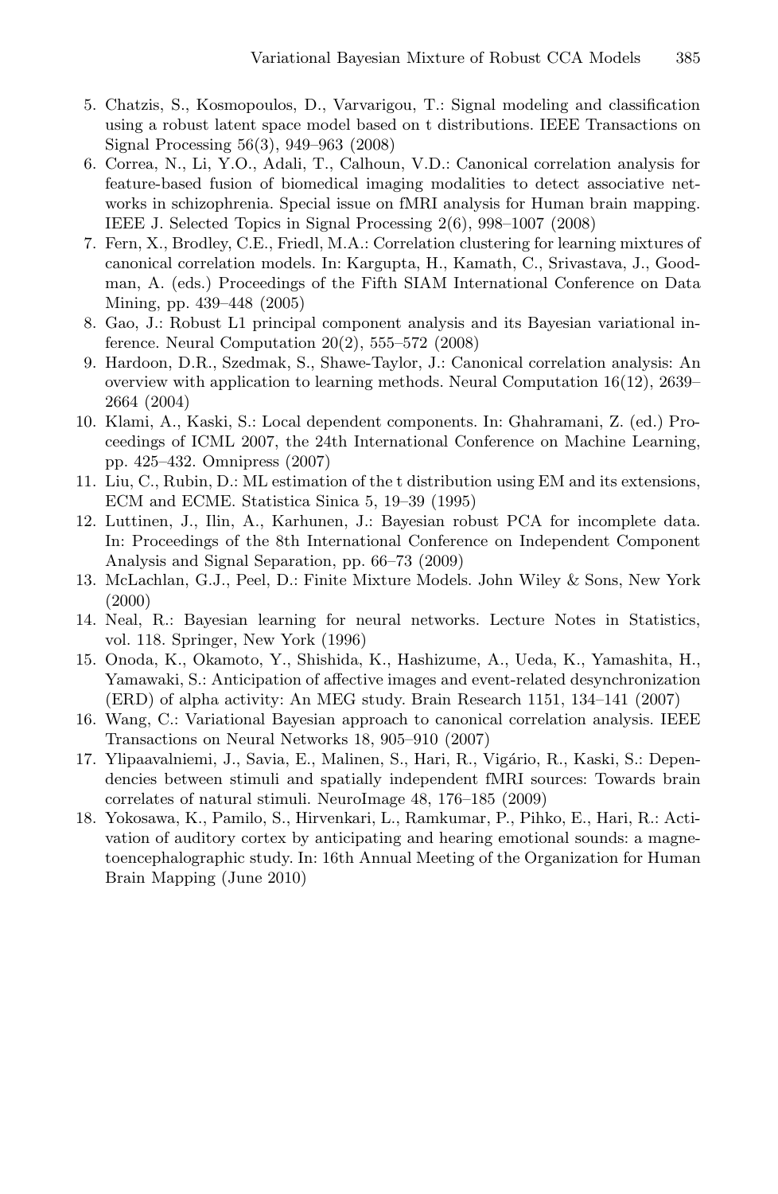5. Chatzis, S., Kosmopoulos, D., Varvarigou, T.: Signal modeling and classification using a robust latent space model based on t distributions. IEEE Transactions on Signal Processing 56(3), 949–963 (2008)
6. Correa, N., Li, Y.O., Adali, T., Calhoun, V.D.: Canonical correlation analysis for feature-based fusion of biomedical imaging modalities to detect associative networks in schizophrenia. Special issue on fMRI analysis for Human brain mapping. IEEE J. Selected Topics in Signal Processing 2(6), 998–1007 (2008)
7. Fern, X., Brodley, C.E., Friedl, M.A.: Correlation clustering for learning mixtures of canonical correlation models. In: Kargupta, H., Kamath, C., Srivastava, J., Goodman, A. (eds.) Proceedings of the Fifth SIAM International Conference on Data Mining, pp. 439–448 (2005)
8. Gao, J.: Robust L1 principal component analysis and its Bayesian variational inference. Neural Computation 20(2), 555–572 (2008)
9. Hardoon, D.R., Szedmak, S., Shawe-Taylor, J.: Canonical correlation analysis: An overview with application to learning methods. Neural Computation 16(12), 2639–2664 (2004)
10. Klami, A., Kaski, S.: Local dependent components. In: Ghahramani, Z. (ed.) Proceedings of ICML 2007, the 24th International Conference on Machine Learning, pp. 425–432. Omnipress (2007)
11. Liu, C., Rubin, D.: ML estimation of the t distribution using EM and its extensions, ECM and ECME. Statistica Sinica 5, 19–39 (1995)
12. Luttinen, J., Ilin, A., Karhunen, J.: Bayesian robust PCA for incomplete data. In: Proceedings of the 8th International Conference on Independent Component Analysis and Signal Separation, pp. 66–73 (2009)
13. McLachlan, G.J., Peel, D.: Finite Mixture Models. John Wiley & Sons, New York (2000)
14. Neal, R.: Bayesian learning for neural networks. Lecture Notes in Statistics, vol. 118. Springer, New York (1996)
15. Onoda, K., Okamoto, Y., Shishida, K., Hashizume, A., Ueda, K., Yamashita, H., Yamawaki, S.: Anticipation of affective images and event-related desynchronization (ERD) of alpha activity: An MEG study. Brain Research 1151, 134–141 (2007)
16. Wang, C.: Variational Bayesian approach to canonical correlation analysis. IEEE Transactions on Neural Networks 18, 905–910 (2007)
17. Ylipaavalniemi, J., Savia, E., Malinen, S., Hari, R., Vigário, R., Kaski, S.: Dependencies between stimuli and spatially independent fMRI sources: Towards brain correlates of natural stimuli. NeuroImage 48, 176–185 (2009)
18. Yokosawa, K., Pamilo, S., Hirvenkari, L., Ramkumar, P., Pihko, E., Hari, R.: Activation of auditory cortex by anticipating and hearing emotional sounds: a magnetoencephalographic study. In: 16th Annual Meeting of the Organization for Human Brain Mapping (June 2010)